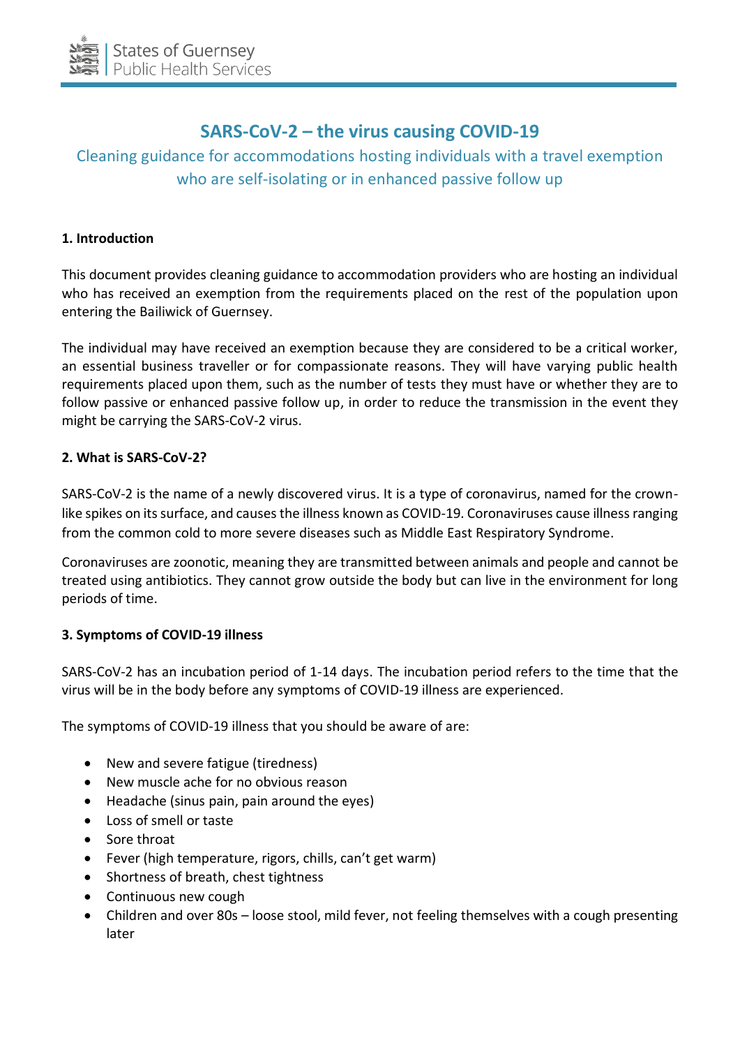# SARS-CoV-2 – the virus causing COVID-19

## Cleaning guidance for accommodations hosting individuals with a travel exemption who are self-isolating or in enhanced passive follow up

### 1. Introduction

This document provides cleaning guidance to accommodation providers who are hosting an individual who has received an exemption from the requirements placed on the rest of the population upon entering the Bailiwick of Guernsey.

The individual may have received an exemption because they are considered to be a critical worker, an essential business traveller or for compassionate reasons. They will have varying public health requirements placed upon them, such as the number of tests they must have or whether they are to follow passive or enhanced passive follow up, in order to reduce the transmission in the event they might be carrying the SARS-CoV-2 virus.

### 2. What is SARS-CoV-2?

SARS-CoV-2 is the name of a newly discovered virus. It is a type of coronavirus, named for the crown-like spikes on its surface, and causes the illness known as COVID-19. Coronaviruses cause illness ranging from the common cold to more severe diseases such as Middle East Respiratory Syndrome.

Coronaviruses are zoonotic, meaning they are transmitted between animals and people and cannot be treated using antibiotics. They cannot grow outside the body but can live in the environment for long periods of time.

### 3. Symptoms of COVID-19 illness

SARS-CoV-2 has an incubation period of 1-14 days. The incubation period refers to the time that the virus will be in the body before any symptoms of COVID-19 illness are experienced.

The symptoms of COVID-19 illness that you should be aware of are:

- New and severe fatigue (tiredness)
- New muscle ache for no obvious reason
- Headache (sinus pain, pain around the eyes)
- Loss of smell or taste
- Sore throat
- Fever (high temperature, rigors, chills, can't get warm)
- Shortness of breath, chest tightness
- Continuous new cough
- Children and over 80s – loose stool, mild fever, not feeling themselves with a cough presenting later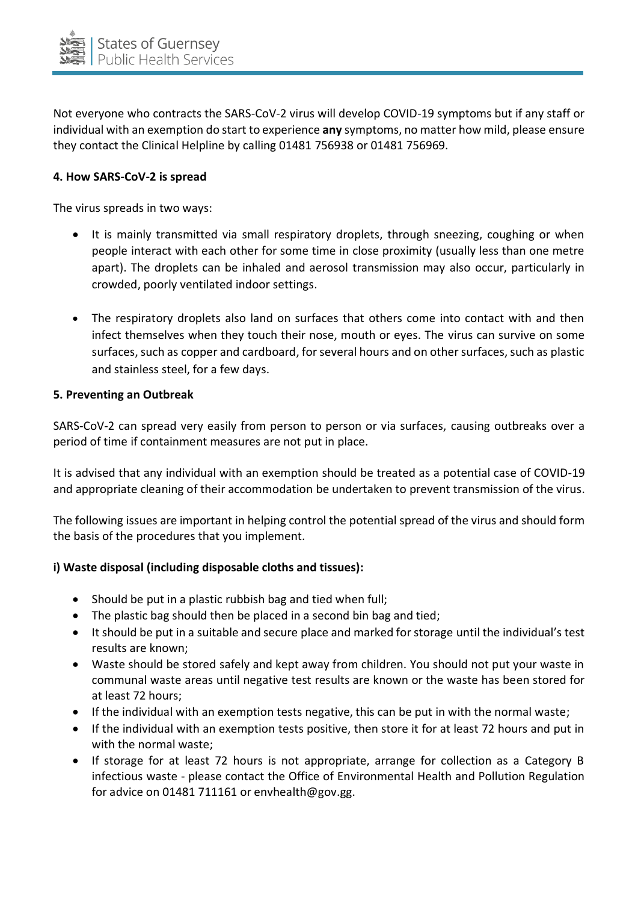Not everyone who contracts the SARS-CoV-2 virus will develop COVID-19 symptoms but if any staff or individual with an exemption do start to experience **any** symptoms, no matter how mild, please ensure they contact the Clinical Helpline by calling 01481 756938 or 01481 756969.

**4. How SARS-CoV-2 is spread**

The virus spreads in two ways:

- It is mainly transmitted via small respiratory droplets, through sneezing, coughing or when people interact with each other for some time in close proximity (usually less than one metre apart). The droplets can be inhaled and aerosol transmission may also occur, particularly in crowded, poorly ventilated indoor settings.

- The respiratory droplets also land on surfaces that others come into contact with and then infect themselves when they touch their nose, mouth or eyes. The virus can survive on some surfaces, such as copper and cardboard, for several hours and on other surfaces, such as plastic and stainless steel, for a few days.

**5. Preventing an Outbreak**

SARS-CoV-2 can spread very easily from person to person or via surfaces, causing outbreaks over a period of time if containment measures are not put in place.

It is advised that any individual with an exemption should be treated as a potential case of COVID-19 and appropriate cleaning of their accommodation be undertaken to prevent transmission of the virus.

The following issues are important in helping control the potential spread of the virus and should form the basis of the procedures that you implement.

**i) Waste disposal (including disposable cloths and tissues):**

- Should be put in a plastic rubbish bag and tied when full;
- The plastic bag should then be placed in a second bin bag and tied;
- It should be put in a suitable and secure place and marked for storage until the individual's test results are known;
- Waste should be stored safely and kept away from children. You should not put your waste in communal waste areas until negative test results are known or the waste has been stored for at least 72 hours;
- If the individual with an exemption tests negative, this can be put in with the normal waste;
- If the individual with an exemption tests positive, then store it for at least 72 hours and put in with the normal waste;
- If storage for at least 72 hours is not appropriate, arrange for collection as a Category B infectious waste - please contact the Office of Environmental Health and Pollution Regulation for advice on 01481 711161 or envhealth@gov.gg.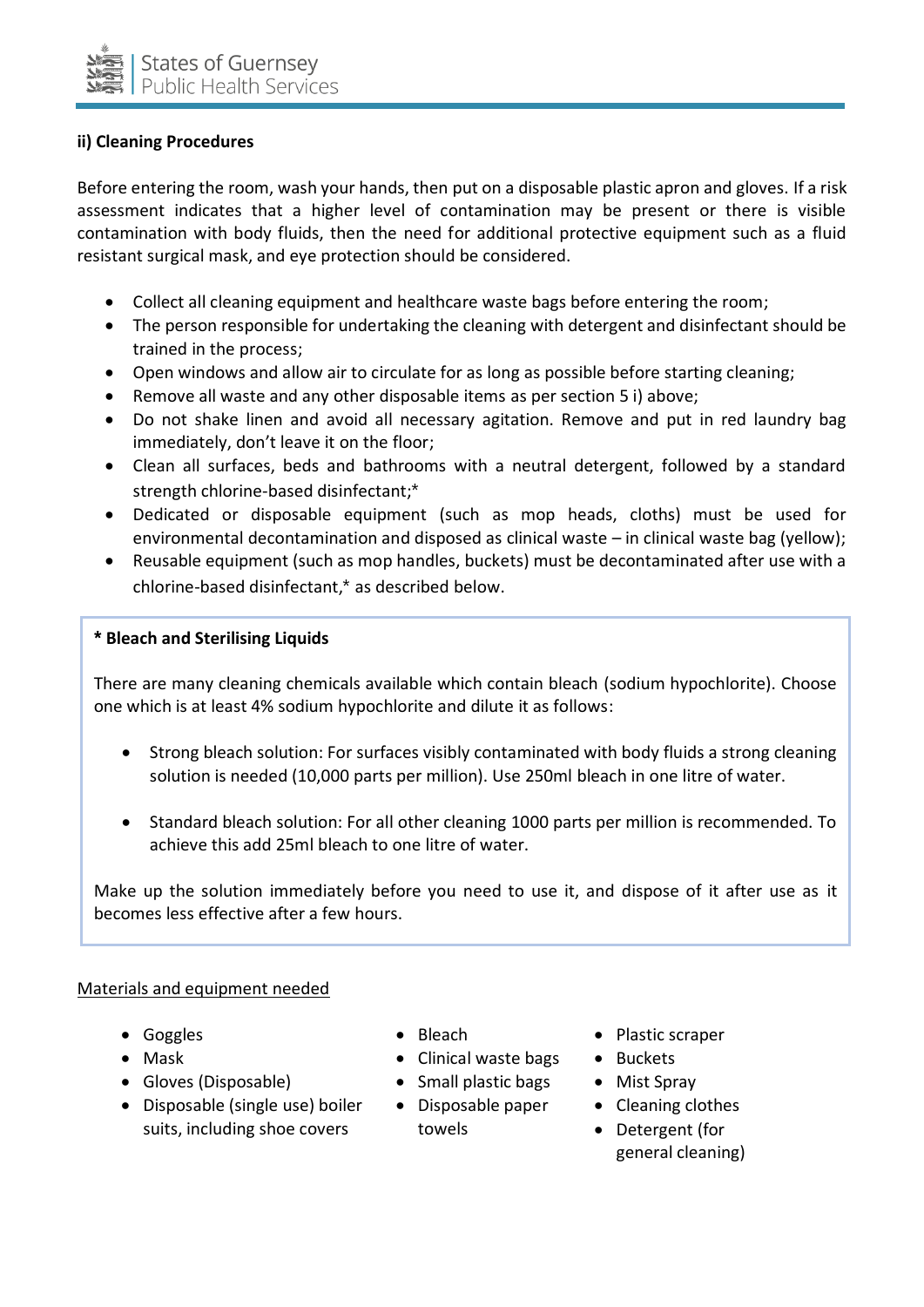**ii) Cleaning Procedures**

Before entering the room, wash your hands, then put on a disposable plastic apron and gloves. If a risk assessment indicates that a higher level of contamination may be present or there is visible contamination with body fluids, then the need for additional protective equipment such as a fluid resistant surgical mask, and eye protection should be considered.

- Collect all cleaning equipment and healthcare waste bags before entering the room;
- The person responsible for undertaking the cleaning with detergent and disinfectant should be trained in the process;
- Open windows and allow air to circulate for as long as possible before starting cleaning;
- Remove all waste and any other disposable items as per section 5 i) above;
- Do not shake linen and avoid all necessary agitation. Remove and put in red laundry bag immediately, don't leave it on the floor;
- Clean all surfaces, beds and bathrooms with a neutral detergent, followed by a standard strength chlorine-based disinfectant;*
- Dedicated or disposable equipment (such as mop heads, cloths) must be used for environmental decontamination and disposed as clinical waste – in clinical waste bag (yellow);
- Reusable equipment (such as mop handles, buckets) must be decontaminated after use with a chlorine-based disinfectant,* as described below.

> **\* Bleach and Sterilising Liquids**
>
> There are many cleaning chemicals available which contain bleach (sodium hypochlorite). Choose one which is at least 4% sodium hypochlorite and dilute it as follows:
>
> - Strong bleach solution: For surfaces visibly contaminated with body fluids a strong cleaning solution is needed (10,000 parts per million). Use 250ml bleach in one litre of water.
> - Standard bleach solution: For all other cleaning 1000 parts per million is recommended. To achieve this add 25ml bleach to one litre of water.
>
> Make up the solution immediately before you need to use it, and dispose of it after use as it becomes less effective after a few hours.

<u>Materials and equipment needed</u>

- Goggles
- Mask
- Gloves (Disposable)
- Disposable (single use) boiler suits, including shoe covers
- Bleach
- Clinical waste bags
- Small plastic bags
- Disposable paper towels
- Plastic scraper
- Buckets
- Mist Spray
- Cleaning clothes
- Detergent (for general cleaning)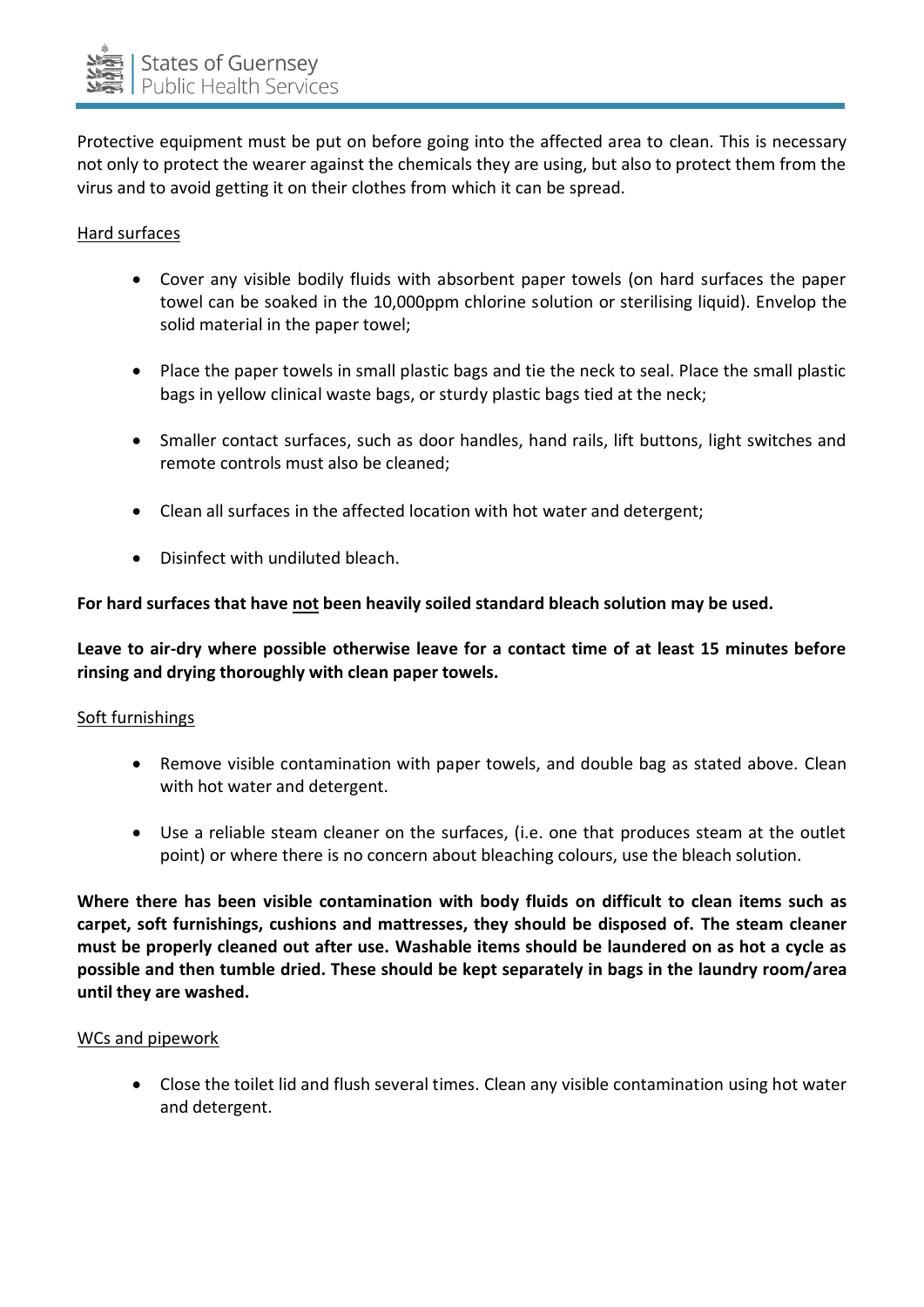Protective equipment must be put on before going into the affected area to clean. This is necessary not only to protect the wearer against the chemicals they are using, but also to protect them from the virus and to avoid getting it on their clothes from which it can be spread.

<u>Hard surfaces</u>

- Cover any visible bodily fluids with absorbent paper towels (on hard surfaces the paper towel can be soaked in the 10,000ppm chlorine solution or sterilising liquid). Envelop the solid material in the paper towel;

- Place the paper towels in small plastic bags and tie the neck to seal. Place the small plastic bags in yellow clinical waste bags, or sturdy plastic bags tied at the neck;

- Smaller contact surfaces, such as door handles, hand rails, lift buttons, light switches and remote controls must also be cleaned;

- Clean all surfaces in the affected location with hot water and detergent;

- Disinfect with undiluted bleach.

**For hard surfaces that have <u>not</u> been heavily soiled standard bleach solution may be used.**

**Leave to air-dry where possible otherwise leave for a contact time of at least 15 minutes before rinsing and drying thoroughly with clean paper towels.**

<u>Soft furnishings</u>

- Remove visible contamination with paper towels, and double bag as stated above. Clean with hot water and detergent.

- Use a reliable steam cleaner on the surfaces, (i.e. one that produces steam at the outlet point) or where there is no concern about bleaching colours, use the bleach solution.

**Where there has been visible contamination with body fluids on difficult to clean items such as carpet, soft furnishings, cushions and mattresses, they should be disposed of. The steam cleaner must be properly cleaned out after use. Washable items should be laundered on as hot a cycle as possible and then tumble dried. These should be kept separately in bags in the laundry room/area until they are washed.**

<u>WCs and pipework</u>

- Close the toilet lid and flush several times. Clean any visible contamination using hot water and detergent.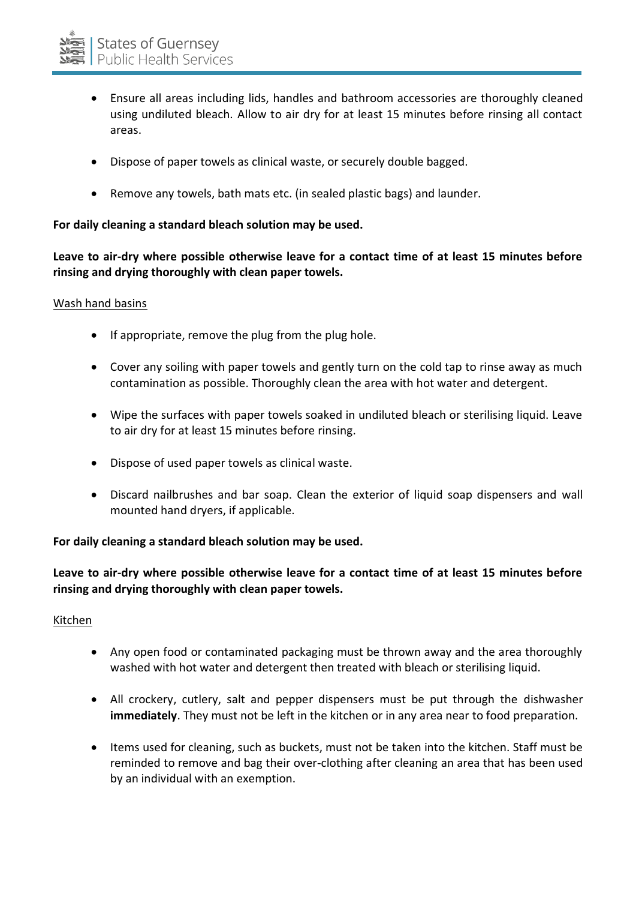- Ensure all areas including lids, handles and bathroom accessories are thoroughly cleaned using undiluted bleach. Allow to air dry for at least 15 minutes before rinsing all contact areas.

- Dispose of paper towels as clinical waste, or securely double bagged.

- Remove any towels, bath mats etc. (in sealed plastic bags) and launder.

**For daily cleaning a standard bleach solution may be used.**

**Leave to air-dry where possible otherwise leave for a contact time of at least 15 minutes before rinsing and drying thoroughly with clean paper towels.**

Wash hand basins

- If appropriate, remove the plug from the plug hole.

- Cover any soiling with paper towels and gently turn on the cold tap to rinse away as much contamination as possible. Thoroughly clean the area with hot water and detergent.

- Wipe the surfaces with paper towels soaked in undiluted bleach or sterilising liquid. Leave to air dry for at least 15 minutes before rinsing.

- Dispose of used paper towels as clinical waste.

- Discard nailbrushes and bar soap. Clean the exterior of liquid soap dispensers and wall mounted hand dryers, if applicable.

**For daily cleaning a standard bleach solution may be used.**

**Leave to air-dry where possible otherwise leave for a contact time of at least 15 minutes before rinsing and drying thoroughly with clean paper towels.**

Kitchen

- Any open food or contaminated packaging must be thrown away and the area thoroughly washed with hot water and detergent then treated with bleach or sterilising liquid.

- All crockery, cutlery, salt and pepper dispensers must be put through the dishwasher **immediately**. They must not be left in the kitchen or in any area near to food preparation.

- Items used for cleaning, such as buckets, must not be taken into the kitchen. Staff must be reminded to remove and bag their over-clothing after cleaning an area that has been used by an individual with an exemption.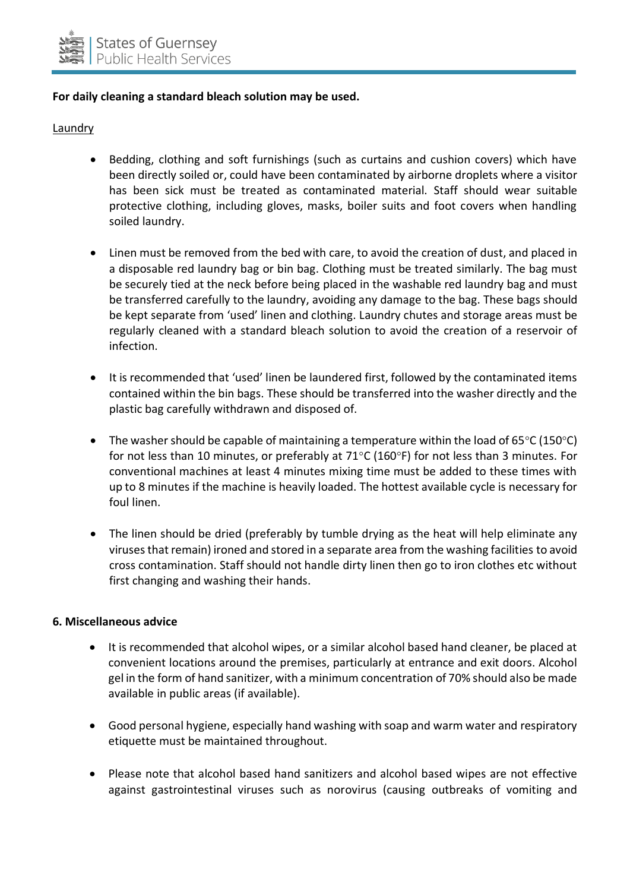**For daily cleaning a standard bleach solution may be used.**

Laundry

- Bedding, clothing and soft furnishings (such as curtains and cushion covers) which have been directly soiled or, could have been contaminated by airborne droplets where a visitor has been sick must be treated as contaminated material. Staff should wear suitable protective clothing, including gloves, masks, boiler suits and foot covers when handling soiled laundry.

- Linen must be removed from the bed with care, to avoid the creation of dust, and placed in a disposable red laundry bag or bin bag. Clothing must be treated similarly. The bag must be securely tied at the neck before being placed in the washable red laundry bag and must be transferred carefully to the laundry, avoiding any damage to the bag. These bags should be kept separate from 'used' linen and clothing. Laundry chutes and storage areas must be regularly cleaned with a standard bleach solution to avoid the creation of a reservoir of infection.

- It is recommended that 'used' linen be laundered first, followed by the contaminated items contained within the bin bags. These should be transferred into the washer directly and the plastic bag carefully withdrawn and disposed of.

- The washer should be capable of maintaining a temperature within the load of 65°C (150°C) for not less than 10 minutes, or preferably at 71°C (160°F) for not less than 3 minutes. For conventional machines at least 4 minutes mixing time must be added to these times with up to 8 minutes if the machine is heavily loaded. The hottest available cycle is necessary for foul linen.

- The linen should be dried (preferably by tumble drying as the heat will help eliminate any viruses that remain) ironed and stored in a separate area from the washing facilities to avoid cross contamination. Staff should not handle dirty linen then go to iron clothes etc without first changing and washing their hands.

**6. Miscellaneous advice**

- It is recommended that alcohol wipes, or a similar alcohol based hand cleaner, be placed at convenient locations around the premises, particularly at entrance and exit doors. Alcohol gel in the form of hand sanitizer, with a minimum concentration of 70% should also be made available in public areas (if available).

- Good personal hygiene, especially hand washing with soap and warm water and respiratory etiquette must be maintained throughout.

- Please note that alcohol based hand sanitizers and alcohol based wipes are not effective against gastrointestinal viruses such as norovirus (causing outbreaks of vomiting and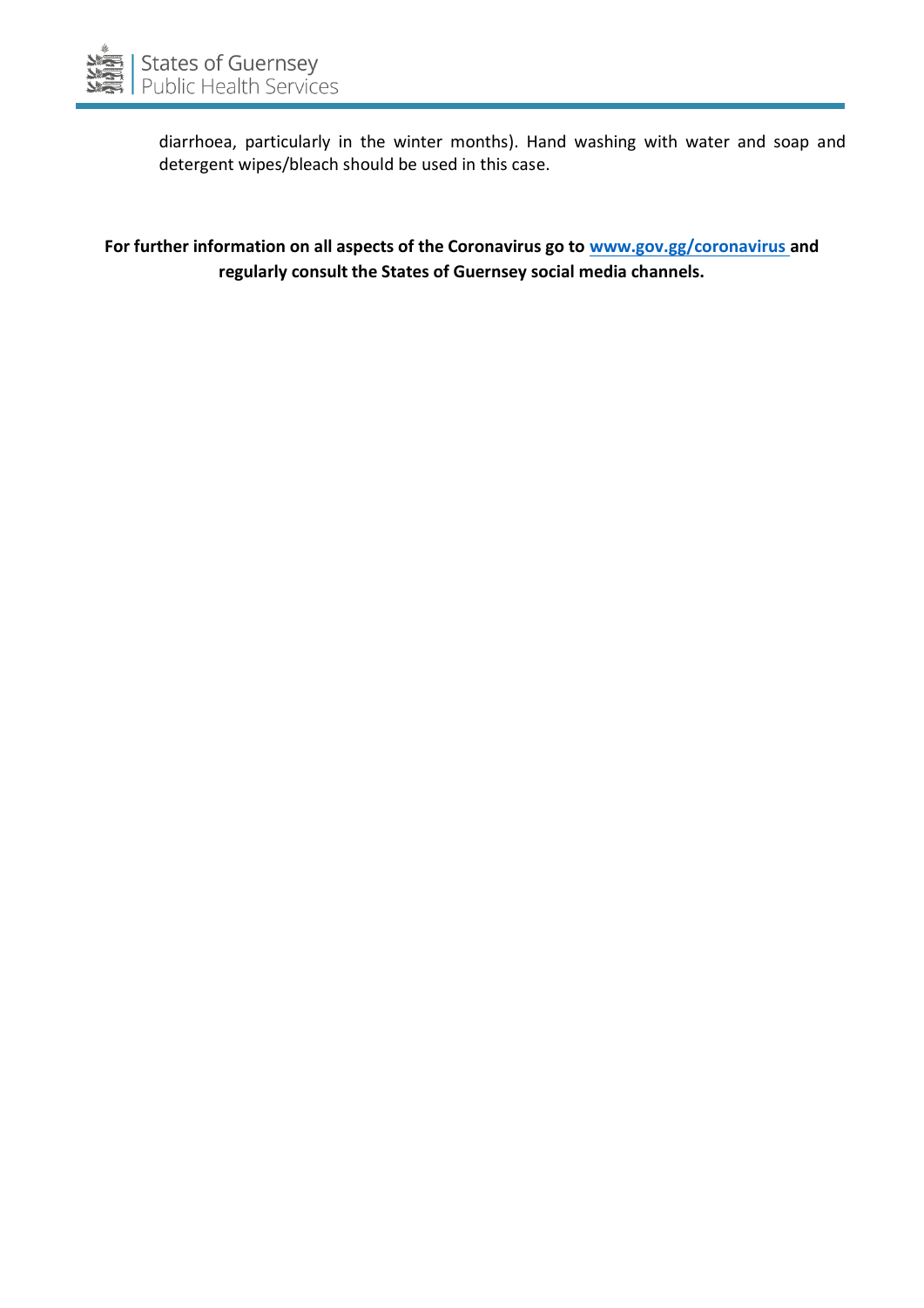diarrhoea, particularly in the winter months). Hand washing with water and soap and detergent wipes/bleach should be used in this case.

**For further information on all aspects of the Coronavirus go to [www.gov.gg/coronavirus](http://www.gov.gg/coronavirus) and regularly consult the States of Guernsey social media channels.**